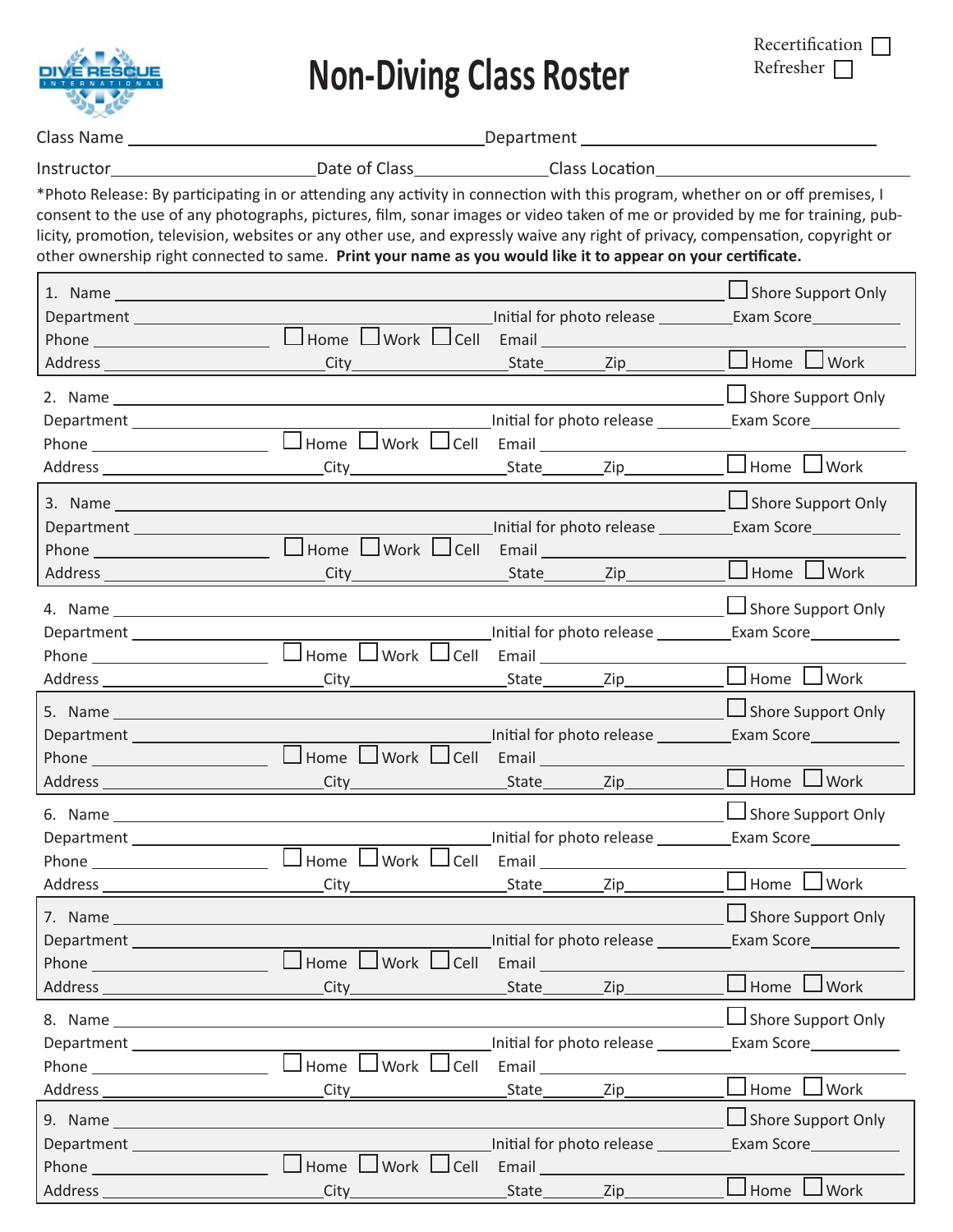# Non-Diving Class Roster

Recertification ☐
Refresher ☐

Class Name ______________________ Department ______________________

Instructor ______________________ Date of Class ______________ Class Location ______________________

*Photo Release: By participating in or attending any activity in connection with this program, whether on or off premises, I consent to the use of any photographs, pictures, film, sonar images or video taken of me or provided by me for training, publicity, promotion, television, websites or any other use, and expressly waive any right of privacy, compensation, copyright or other ownership right connected to same. **Print your name as you would like it to appear on your certificate.**

1. Name ______________________ ☐ Shore Support Only
Department ______________________ Initial for photo release ________ Exam Score ________
Phone ______________ ☐ Home ☐ Work ☐ Cell Email ______________________
Address ______________ City ______________ State ______ Zip ______ ☐ Home ☐ Work

2. Name ______________________ ☐ Shore Support Only
Department ______________________ Initial for photo release ________ Exam Score ________
Phone ______________ ☐ Home ☐ Work ☐ Cell Email ______________________
Address ______________ City ______________ State ______ Zip ______ ☐ Home ☐ Work

3. Name ______________________ ☐ Shore Support Only
Department ______________________ Initial for photo release ________ Exam Score ________
Phone ______________ ☐ Home ☐ Work ☐ Cell Email ______________________
Address ______________ City ______________ State ______ Zip ______ ☐ Home ☐ Work

4. Name ______________________ ☐ Shore Support Only
Department ______________________ Initial for photo release ________ Exam Score ________
Phone ______________ ☐ Home ☐ Work ☐ Cell Email ______________________
Address ______________ City ______________ State ______ Zip ______ ☐ Home ☐ Work

5. Name ______________________ ☐ Shore Support Only
Department ______________________ Initial for photo release ________ Exam Score ________
Phone ______________ ☐ Home ☐ Work ☐ Cell Email ______________________
Address ______________ City ______________ State ______ Zip ______ ☐ Home ☐ Work

6. Name ______________________ ☐ Shore Support Only
Department ______________________ Initial for photo release ________ Exam Score ________
Phone ______________ ☐ Home ☐ Work ☐ Cell Email ______________________
Address ______________ City ______________ State ______ Zip ______ ☐ Home ☐ Work

7. Name ______________________ ☐ Shore Support Only
Department ______________________ Initial for photo release ________ Exam Score ________
Phone ______________ ☐ Home ☐ Work ☐ Cell Email ______________________
Address ______________ City ______________ State ______ Zip ______ ☐ Home ☐ Work

8. Name ______________________ ☐ Shore Support Only
Department ______________________ Initial for photo release ________ Exam Score ________
Phone ______________ ☐ Home ☐ Work ☐ Cell Email ______________________
Address ______________ City ______________ State ______ Zip ______ ☐ Home ☐ Work

9. Name ______________________ ☐ Shore Support Only
Department ______________________ Initial for photo release ________ Exam Score ________
Phone ______________ ☐ Home ☐ Work ☐ Cell Email ______________________
Address ______________ City ______________ State ______ Zip ______ ☐ Home ☐ Work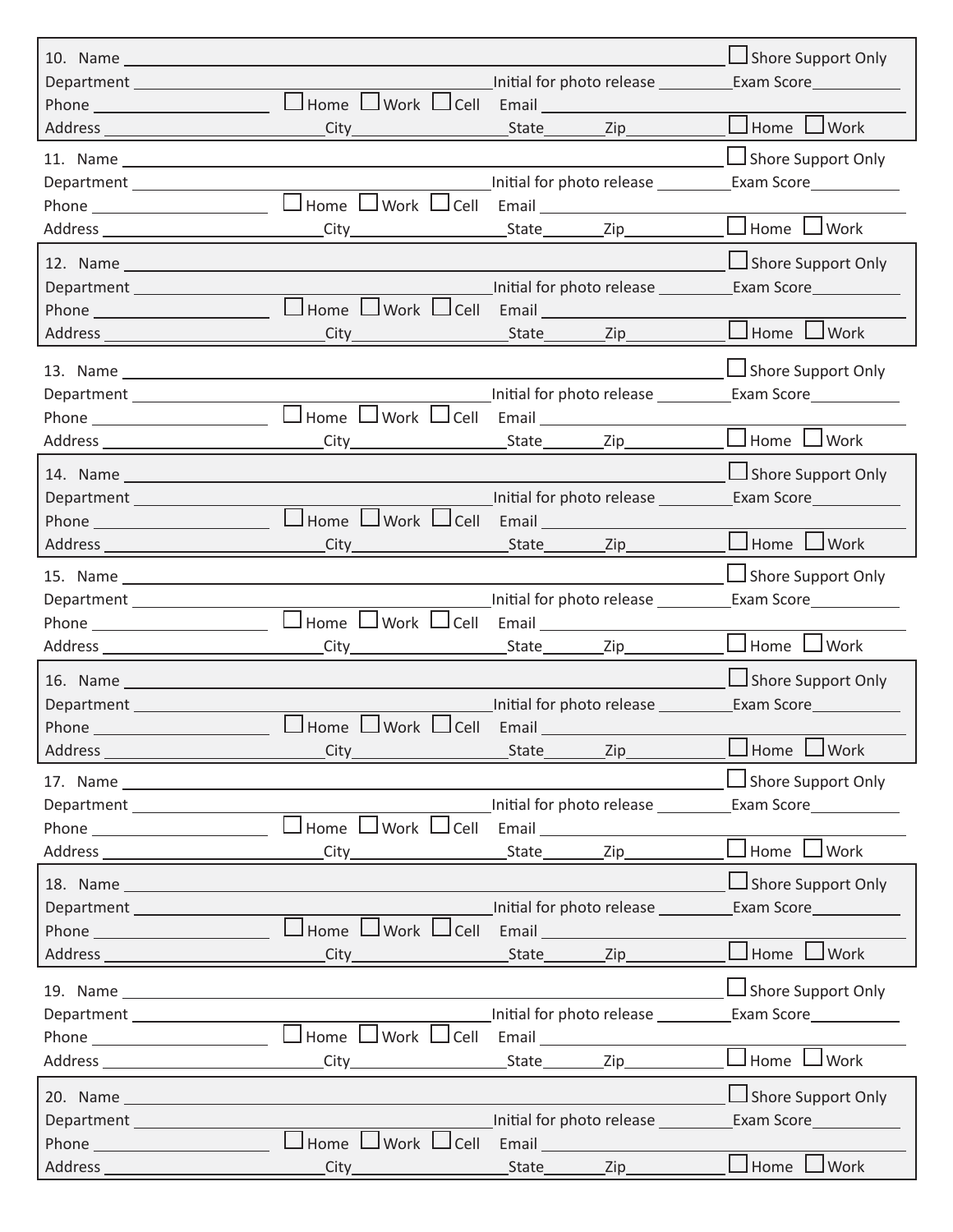10. Name ______________________________ ☐ Shore Support Only
Department ______________________________ Initial for photo release ________ Exam Score __________
Phone ____________________ ☐ Home ☐ Work ☐ Cell Email ______________________________
Address ________________________ City __________________ State ______ Zip __________ ☐ Home ☐ Work

11. Name ______________________________ ☐ Shore Support Only
Department ______________________________ Initial for photo release ________ Exam Score __________
Phone ____________________ ☐ Home ☐ Work ☐ Cell Email ______________________________
Address ________________________ City __________________ State ______ Zip __________ ☐ Home ☐ Work

12. Name ______________________________ ☐ Shore Support Only
Department ______________________________ Initial for photo release ________ Exam Score __________
Phone ____________________ ☐ Home ☐ Work ☐ Cell Email ______________________________
Address ________________________ City __________________ State ______ Zip __________ ☐ Home ☐ Work

13. Name ______________________________ ☐ Shore Support Only
Department ______________________________ Initial for photo release ________ Exam Score __________
Phone ____________________ ☐ Home ☐ Work ☐ Cell Email ______________________________
Address ________________________ City __________________ State ______ Zip __________ ☐ Home ☐ Work

14. Name ______________________________ ☐ Shore Support Only
Department ______________________________ Initial for photo release ________ Exam Score __________
Phone ____________________ ☐ Home ☐ Work ☐ Cell Email ______________________________
Address ________________________ City __________________ State ______ Zip __________ ☐ Home ☐ Work

15. Name ______________________________ ☐ Shore Support Only
Department ______________________________ Initial for photo release ________ Exam Score __________
Phone ____________________ ☐ Home ☐ Work ☐ Cell Email ______________________________
Address ________________________ City __________________ State ______ Zip __________ ☐ Home ☐ Work

16. Name ______________________________ ☐ Shore Support Only
Department ______________________________ Initial for photo release ________ Exam Score __________
Phone ____________________ ☐ Home ☐ Work ☐ Cell Email ______________________________
Address ________________________ City __________________ State ______ Zip __________ ☐ Home ☐ Work

17. Name ______________________________ ☐ Shore Support Only
Department ______________________________ Initial for photo release ________ Exam Score __________
Phone ____________________ ☐ Home ☐ Work ☐ Cell Email ______________________________
Address ________________________ City __________________ State ______ Zip __________ ☐ Home ☐ Work

18. Name ______________________________ ☐ Shore Support Only
Department ______________________________ Initial for photo release ________ Exam Score __________
Phone ____________________ ☐ Home ☐ Work ☐ Cell Email ______________________________
Address ________________________ City __________________ State ______ Zip __________ ☐ Home ☐ Work

19. Name ______________________________ ☐ Shore Support Only
Department ______________________________ Initial for photo release ________ Exam Score __________
Phone ____________________ ☐ Home ☐ Work ☐ Cell Email ______________________________
Address ________________________ City __________________ State ______ Zip __________ ☐ Home ☐ Work

20. Name ______________________________ ☐ Shore Support Only
Department ______________________________ Initial for photo release ________ Exam Score __________
Phone ____________________ ☐ Home ☐ Work ☐ Cell Email ______________________________
Address ________________________ City __________________ State ______ Zip __________ ☐ Home ☐ Work